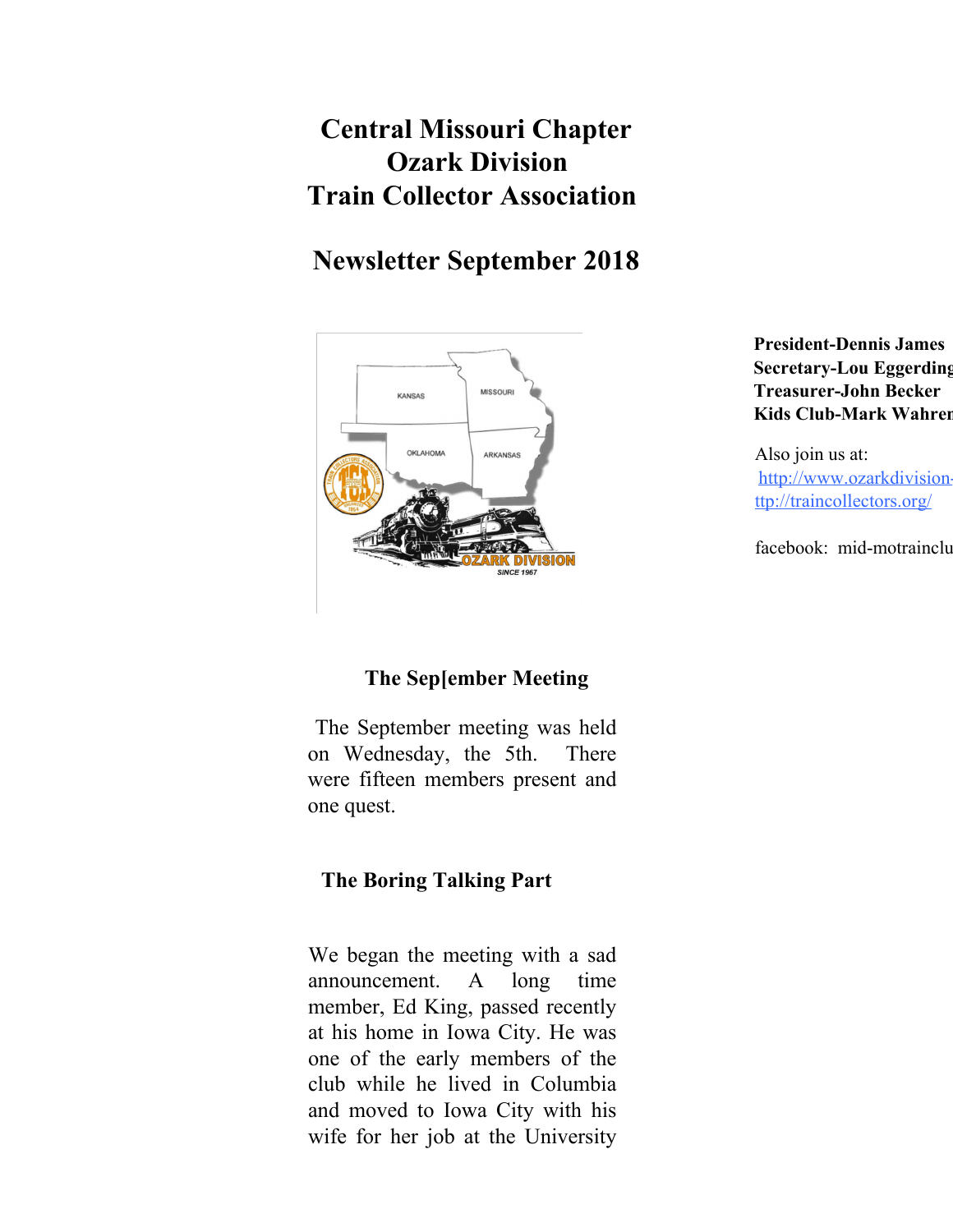# Central Missouri Chapter
# Ozark Division
# Train Collector Association

## Newsletter September 2018

**President-Dennis James**
**Secretary-Lou Eggerding**
**Treasurer-John Becker**
**Kids Club-Mark Wahren**

Also join us at:
http://www.ozarkdivision-
ttp://traincollectors.org/

facebook: mid-motrainclu

### The Sep[ember Meeting

The September meeting was held on Wednesday, the 5th. There were fifteen members present and one quest.

### The Boring Talking Part

We began the meeting with a sad announcement. A long time member, Ed King, passed recently at his home in Iowa City. He was one of the early members of the club while he lived in Columbia and moved to Iowa City with his wife for her job at the University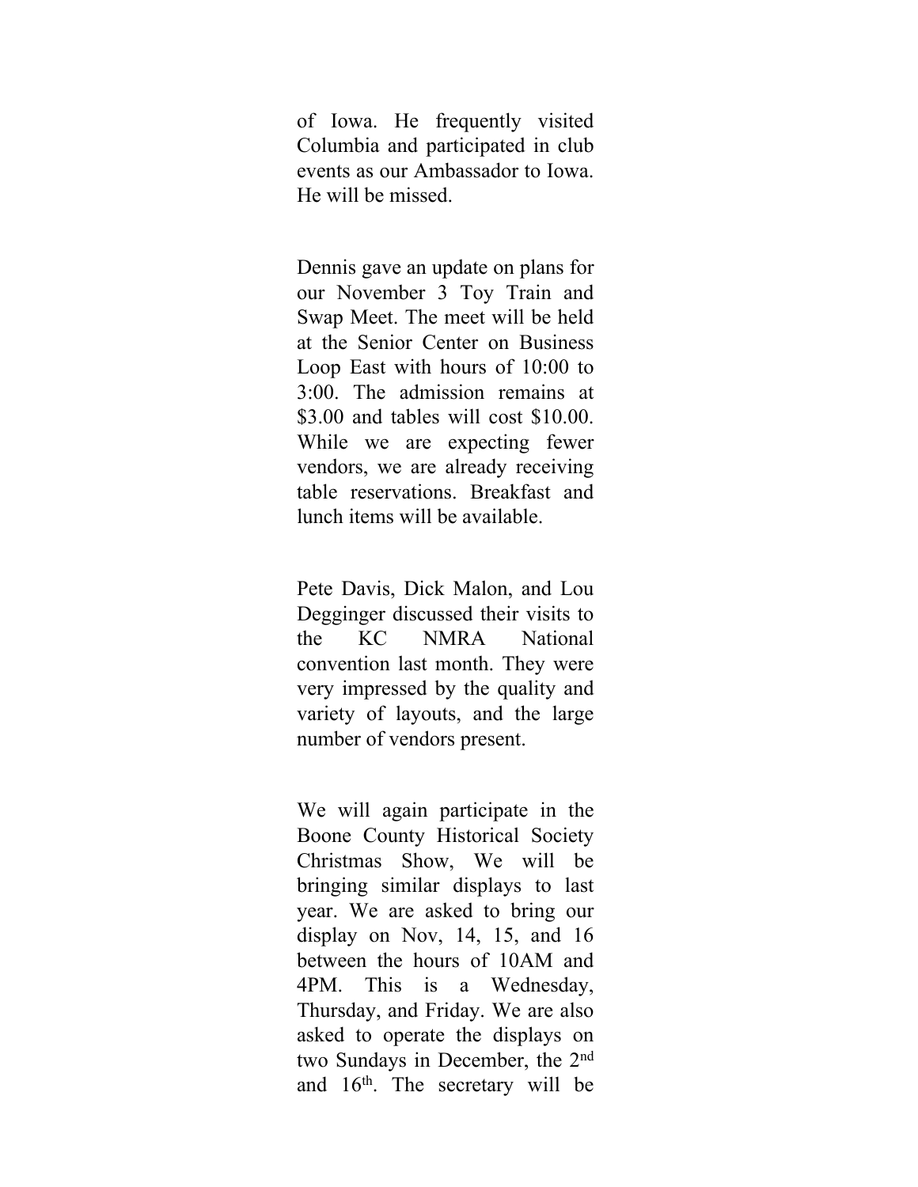of Iowa. He frequently visited Columbia and participated in club events as our Ambassador to Iowa. He will be missed.

Dennis gave an update on plans for our November 3 Toy Train and Swap Meet. The meet will be held at the Senior Center on Business Loop East with hours of 10:00 to 3:00. The admission remains at $3.00 and tables will cost $10.00. While we are expecting fewer vendors, we are already receiving table reservations. Breakfast and lunch items will be available.

Pete Davis, Dick Malon, and Lou Degginger discussed their visits to the KC NMRA National convention last month. They were very impressed by the quality and variety of layouts, and the large number of vendors present.

We will again participate in the Boone County Historical Society Christmas Show, We will be bringing similar displays to last year. We are asked to bring our display on Nov, 14, 15, and 16 between the hours of 10AM and 4PM. This is a Wednesday, Thursday, and Friday. We are also asked to operate the displays on two Sundays in December, the 2nd and 16th. The secretary will be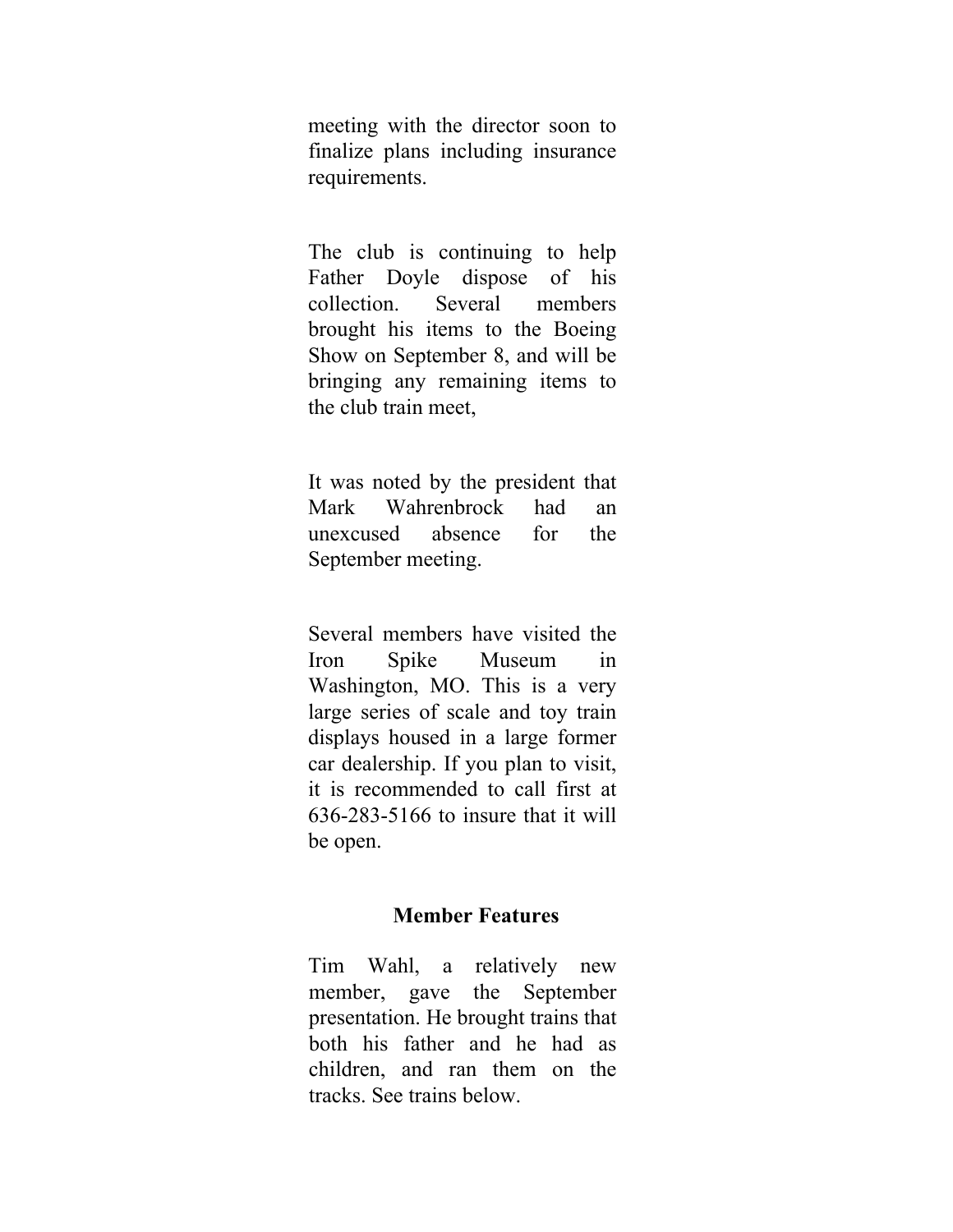meeting with the director soon to finalize plans including insurance requirements.

The club is continuing to help Father Doyle dispose of his collection. Several members brought his items to the Boeing Show on September 8, and will be bringing any remaining items to the club train meet,

It was noted by the president that Mark Wahrenbrock had an unexcused absence for the September meeting.

Several members have visited the Iron Spike Museum in Washington, MO. This is a very large series of scale and toy train displays housed in a large former car dealership. If you plan to visit, it is recommended to call first at 636-283-5166 to insure that it will be open.

## Member Features

Tim Wahl, a relatively new member, gave the September presentation. He brought trains that both his father and he had as children, and ran them on the tracks. See trains below.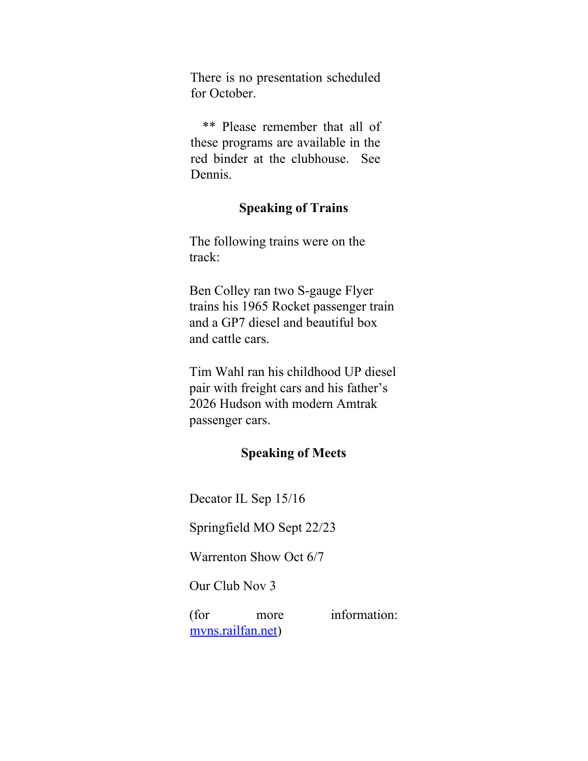There is no presentation scheduled for October.

** Please remember that all of these programs are available in the red binder at the clubhouse. See Dennis.

### Speaking of Trains

The following trains were on the track:

Ben Colley ran two S-gauge Flyer trains his 1965 Rocket passenger train and a GP7 diesel and beautiful box and cattle cars.

Tim Wahl ran his childhood UP diesel pair with freight cars and his father's 2026 Hudson with modern Amtrak passenger cars.

### Speaking of Meets

Decator IL Sep 15/16

Springfield MO Sept 22/23

Warrenton Show Oct 6/7

Our Club Nov 3

(for more information: [mvns.railfan.net](mvns.railfan.net))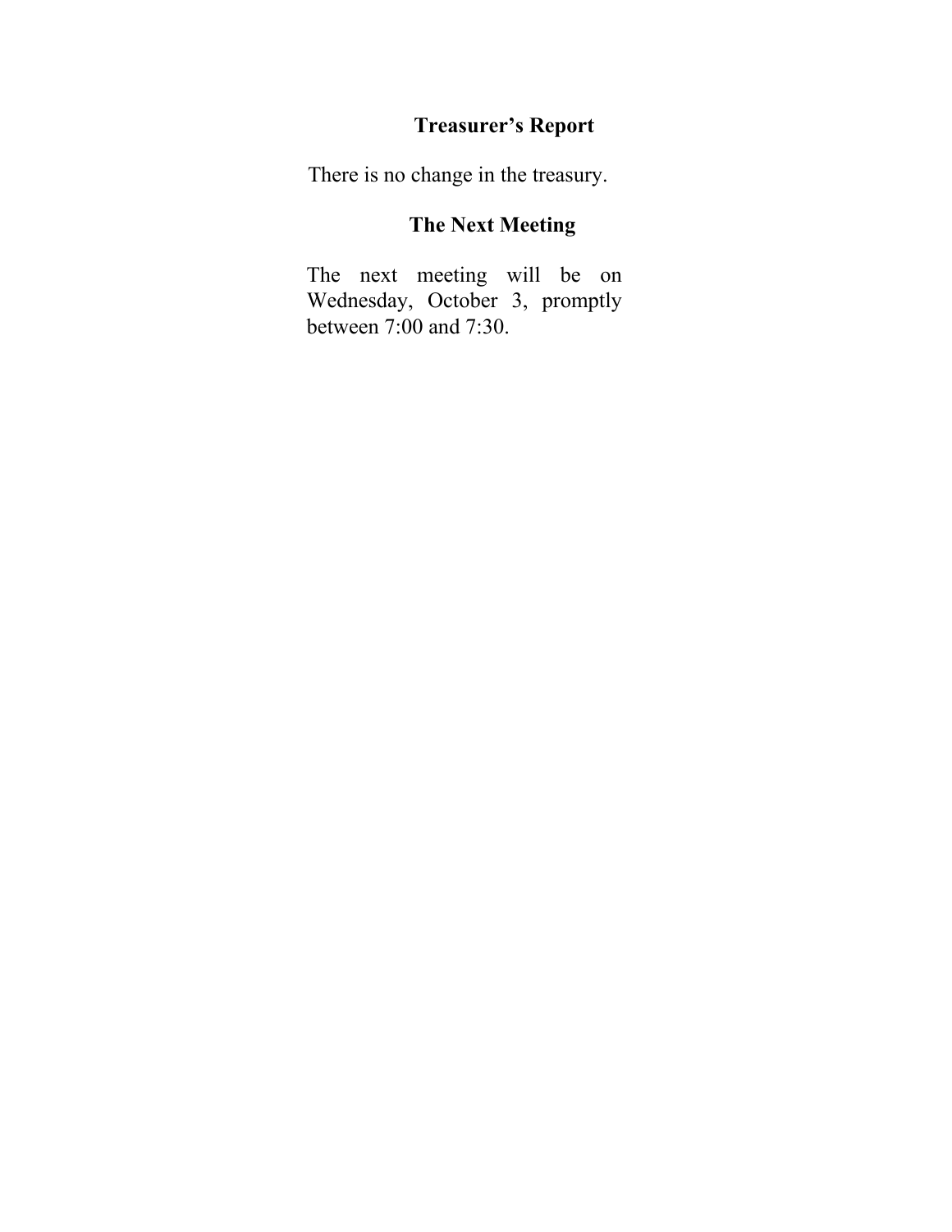## Treasurer's Report

There is no change in the treasury.

## The Next Meeting

The next meeting will be on Wednesday, October 3, promptly between 7:00 and 7:30.